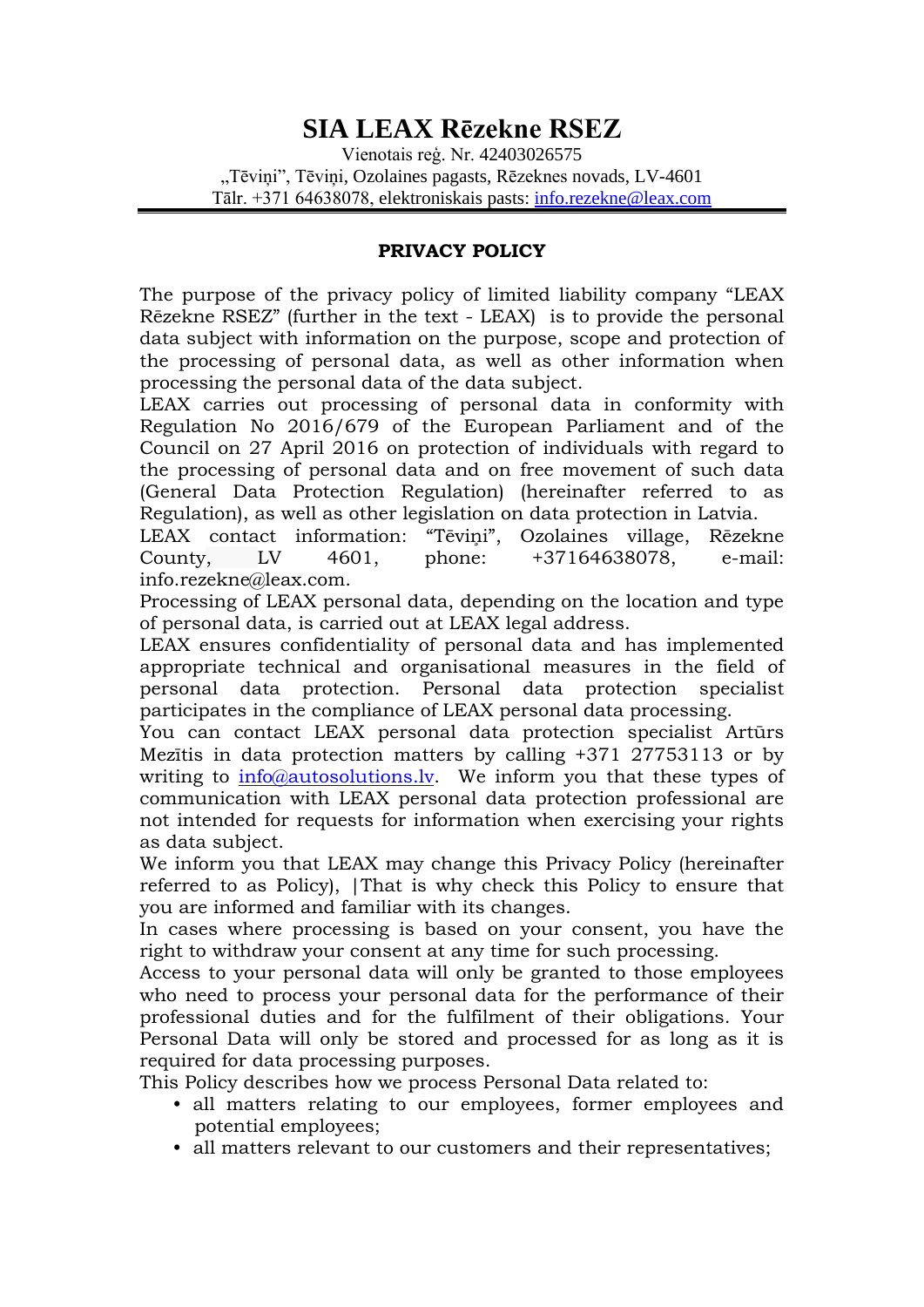# SIA LEAX Rēzekne RSEZ

Vienotais reģ. Nr. 42403026575
„Tēviņi", Tēviņi, Ozolaines pagasts, Rēzeknes novads, LV-4601
Tālr. +371 64638078, elektroniskais pasts: info.rezekne@leax.com

**PRIVACY POLICY**

The purpose of the privacy policy of limited liability company "LEAX Rēzekne RSEZ" (further in the text - LEAX) is to provide the personal data subject with information on the purpose, scope and protection of the processing of personal data, as well as other information when processing the personal data of the data subject.
LEAX carries out processing of personal data in conformity with Regulation No 2016/679 of the European Parliament and of the Council on 27 April 2016 on protection of individuals with regard to the processing of personal data and on free movement of such data (General Data Protection Regulation) (hereinafter referred to as Regulation), as well as other legislation on data protection in Latvia.
LEAX contact information: "Tēviņi", Ozolaines village, Rēzekne County, LV 4601, phone: +37164638078, e-mail: info.rezekne@leax.com.
Processing of LEAX personal data, depending on the location and type of personal data, is carried out at LEAX legal address.
LEAX ensures confidentiality of personal data and has implemented appropriate technical and organisational measures in the field of personal data protection. Personal data protection specialist participates in the compliance of LEAX personal data processing.
You can contact LEAX personal data protection specialist Artūrs Mezītis in data protection matters by calling +371 27753113 or by writing to info@autosolutions.lv. We inform you that these types of communication with LEAX personal data protection professional are not intended for requests for information when exercising your rights as data subject.
We inform you that LEAX may change this Privacy Policy (hereinafter referred to as Policy), |That is why check this Policy to ensure that you are informed and familiar with its changes.
In cases where processing is based on your consent, you have the right to withdraw your consent at any time for such processing.
Access to your personal data will only be granted to those employees who need to process your personal data for the performance of their professional duties and for the fulfilment of their obligations. Your Personal Data will only be stored and processed for as long as it is required for data processing purposes.
This Policy describes how we process Personal Data related to:

- all matters relating to our employees, former employees and potential employees;
- all matters relevant to our customers and their representatives;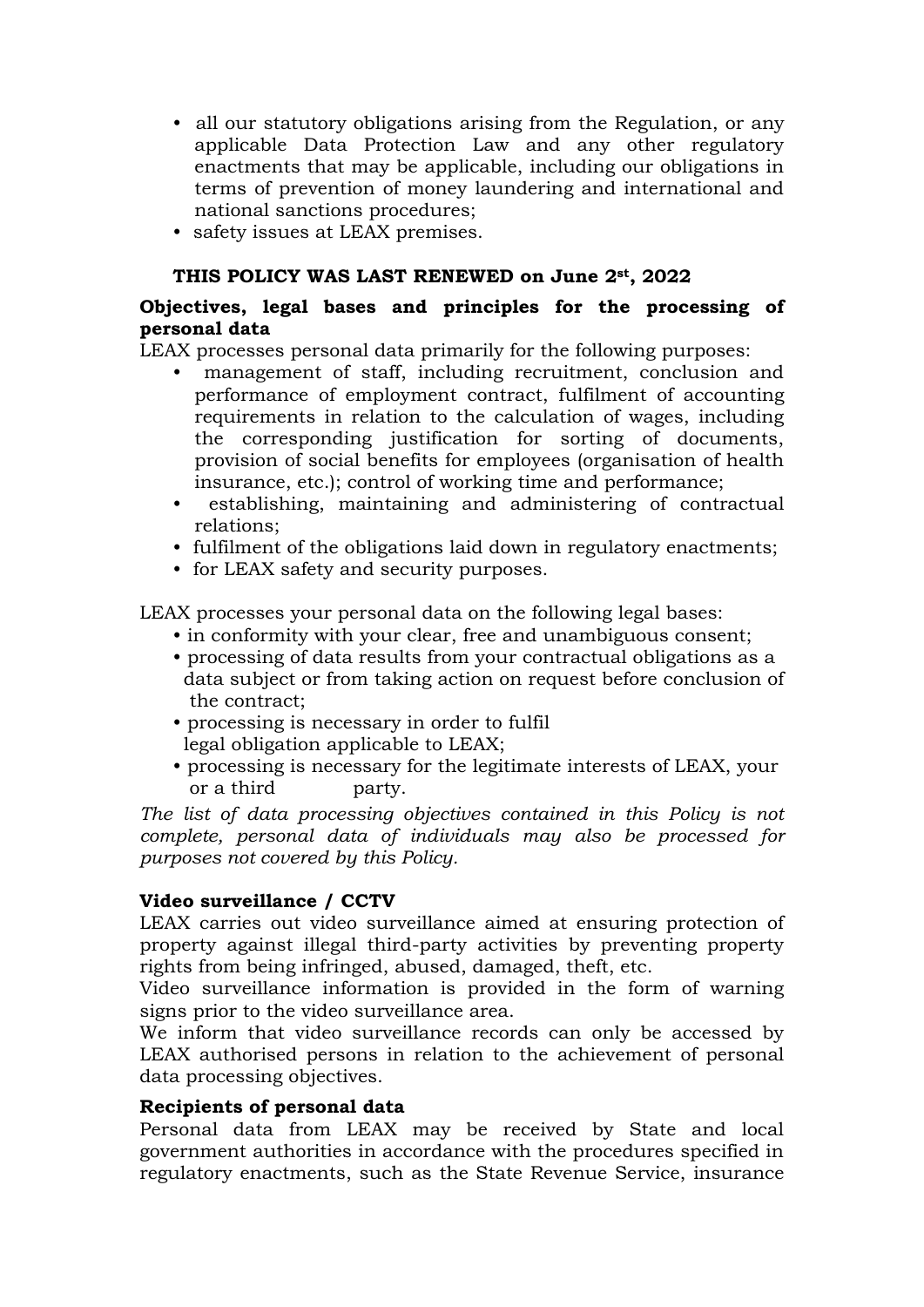- all our statutory obligations arising from the Regulation, or any applicable Data Protection Law and any other regulatory enactments that may be applicable, including our obligations in terms of prevention of money laundering and international and national sanctions procedures;
- safety issues at LEAX premises.

**THIS POLICY WAS LAST RENEWED on June 2nd, 2022**

**Objectives, legal bases and principles for the processing of personal data**

LEAX processes personal data primarily for the following purposes:

- management of staff, including recruitment, conclusion and performance of employment contract, fulfilment of accounting requirements in relation to the calculation of wages, including the corresponding justification for sorting of documents, provision of social benefits for employees (organisation of health insurance, etc.); control of working time and performance;
- establishing, maintaining and administering of contractual relations;
- fulfilment of the obligations laid down in regulatory enactments;
- for LEAX safety and security purposes.

LEAX processes your personal data on the following legal bases:

- in conformity with your clear, free and unambiguous consent;
- processing of data results from your contractual obligations as a data subject or from taking action on request before conclusion of the contract;
- processing is necessary in order to fulfil legal obligation applicable to LEAX;
- processing is necessary for the legitimate interests of LEAX, your or a third party.

*The list of data processing objectives contained in this Policy is not complete, personal data of individuals may also be processed for purposes not covered by this Policy.*

**Video surveillance / CCTV**

LEAX carries out video surveillance aimed at ensuring protection of property against illegal third-party activities by preventing property rights from being infringed, abused, damaged, theft, etc.

Video surveillance information is provided in the form of warning signs prior to the video surveillance area.

We inform that video surveillance records can only be accessed by LEAX authorised persons in relation to the achievement of personal data processing objectives.

**Recipients of personal data**

Personal data from LEAX may be received by State and local government authorities in accordance with the procedures specified in regulatory enactments, such as the State Revenue Service, insurance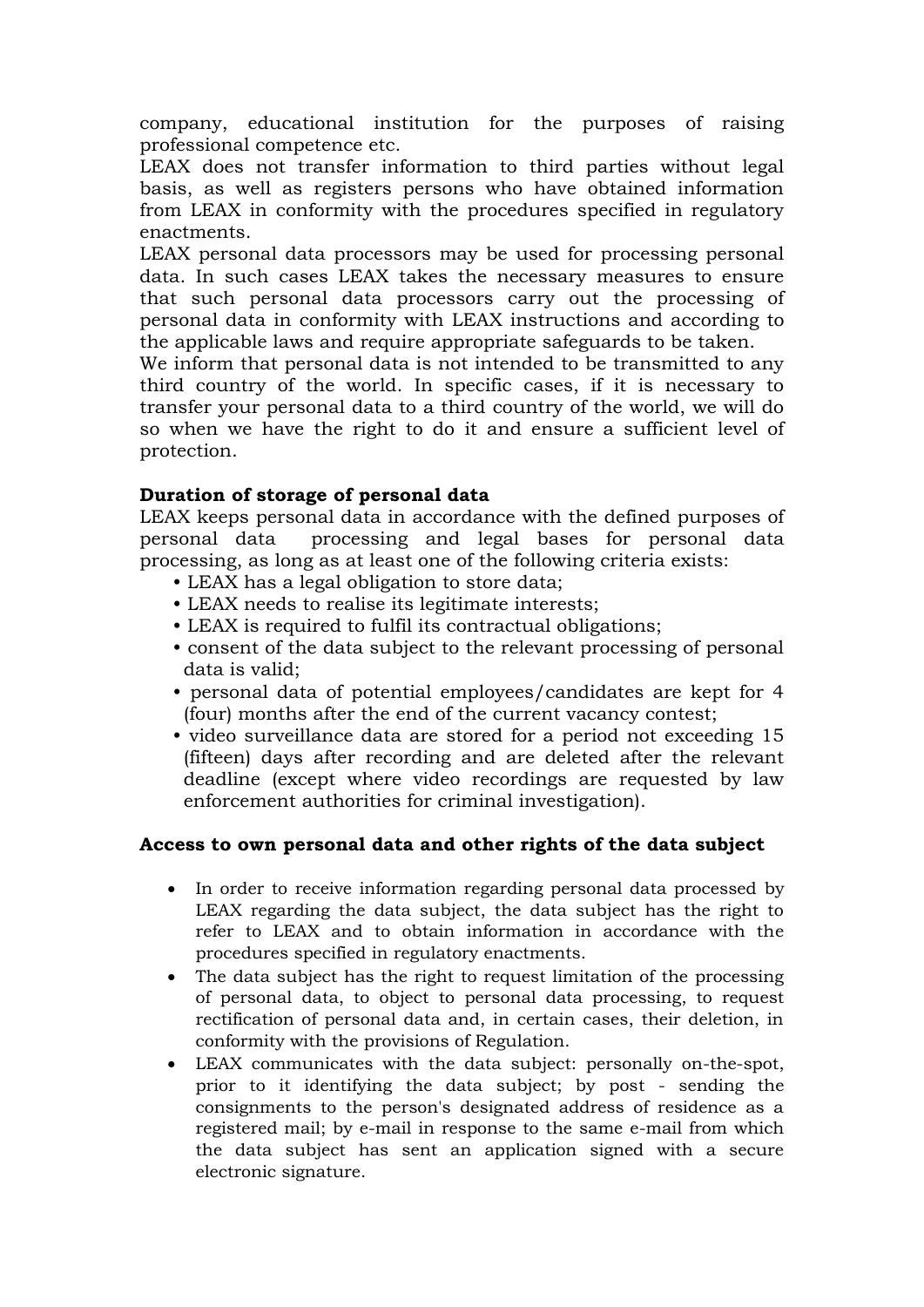company, educational institution for the purposes of raising professional competence etc.

LEAX does not transfer information to third parties without legal basis, as well as registers persons who have obtained information from LEAX in conformity with the procedures specified in regulatory enactments.

LEAX personal data processors may be used for processing personal data. In such cases LEAX takes the necessary measures to ensure that such personal data processors carry out the processing of personal data in conformity with LEAX instructions and according to the applicable laws and require appropriate safeguards to be taken.

We inform that personal data is not intended to be transmitted to any third country of the world. In specific cases, if it is necessary to transfer your personal data to a third country of the world, we will do so when we have the right to do it and ensure a sufficient level of protection.

**Duration of storage of personal data**

LEAX keeps personal data in accordance with the defined purposes of personal data processing and legal bases for personal data processing, as long as at least one of the following criteria exists:

- LEAX has a legal obligation to store data;
- LEAX needs to realise its legitimate interests;
- LEAX is required to fulfil its contractual obligations;
- consent of the data subject to the relevant processing of personal data is valid;
- personal data of potential employees/candidates are kept for 4 (four) months after the end of the current vacancy contest;
- video surveillance data are stored for a period not exceeding 15 (fifteen) days after recording and are deleted after the relevant deadline (except where video recordings are requested by law enforcement authorities for criminal investigation).

**Access to own personal data and other rights of the data subject**

- In order to receive information regarding personal data processed by LEAX regarding the data subject, the data subject has the right to refer to LEAX and to obtain information in accordance with the procedures specified in regulatory enactments.
- The data subject has the right to request limitation of the processing of personal data, to object to personal data processing, to request rectification of personal data and, in certain cases, their deletion, in conformity with the provisions of Regulation.
- LEAX communicates with the data subject: personally on-the-spot, prior to it identifying the data subject; by post - sending the consignments to the person's designated address of residence as a registered mail; by e-mail in response to the same e-mail from which the data subject has sent an application signed with a secure electronic signature.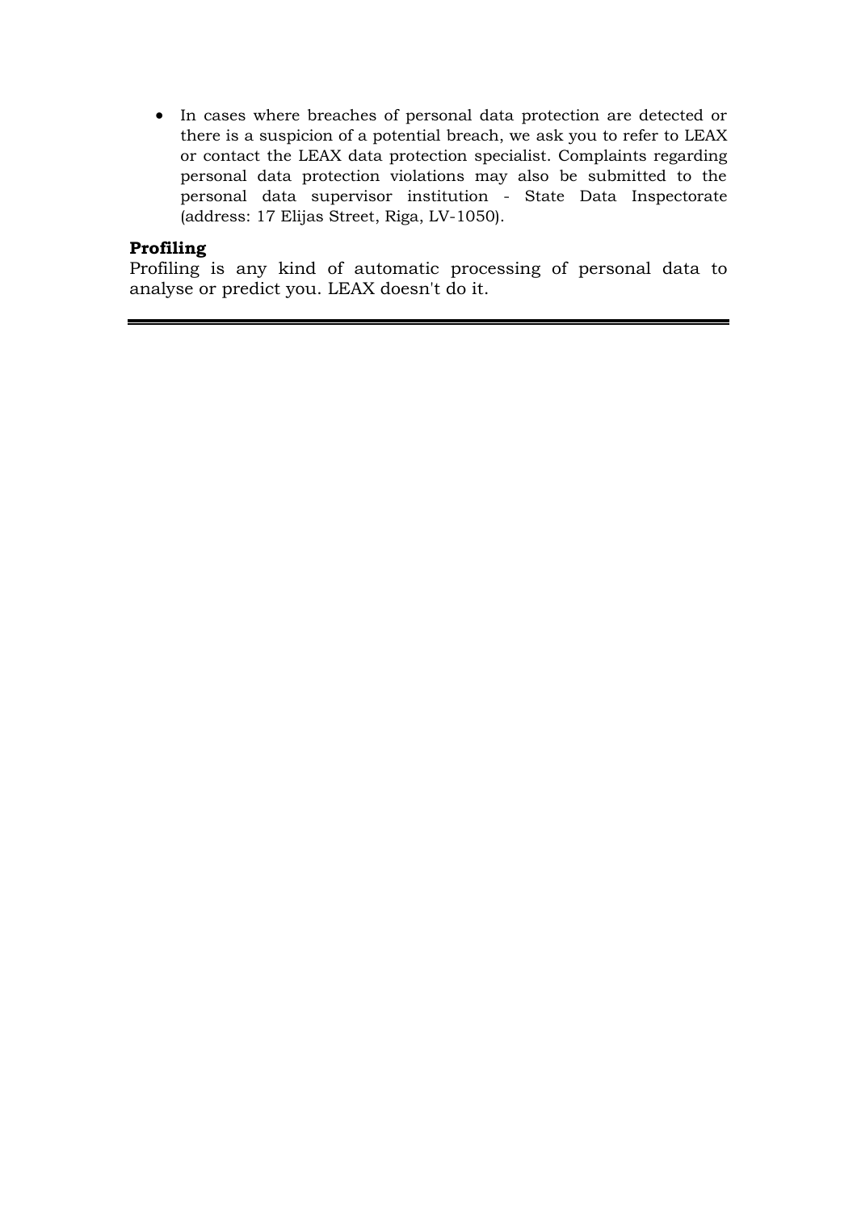- In cases where breaches of personal data protection are detected or there is a suspicion of a potential breach, we ask you to refer to LEAX or contact the LEAX data protection specialist. Complaints regarding personal data protection violations may also be submitted to the personal data supervisor institution - State Data Inspectorate (address: 17 Elijas Street, Riga, LV-1050).

**Profiling**

Profiling is any kind of automatic processing of personal data to analyse or predict you. LEAX doesn't do it.

---